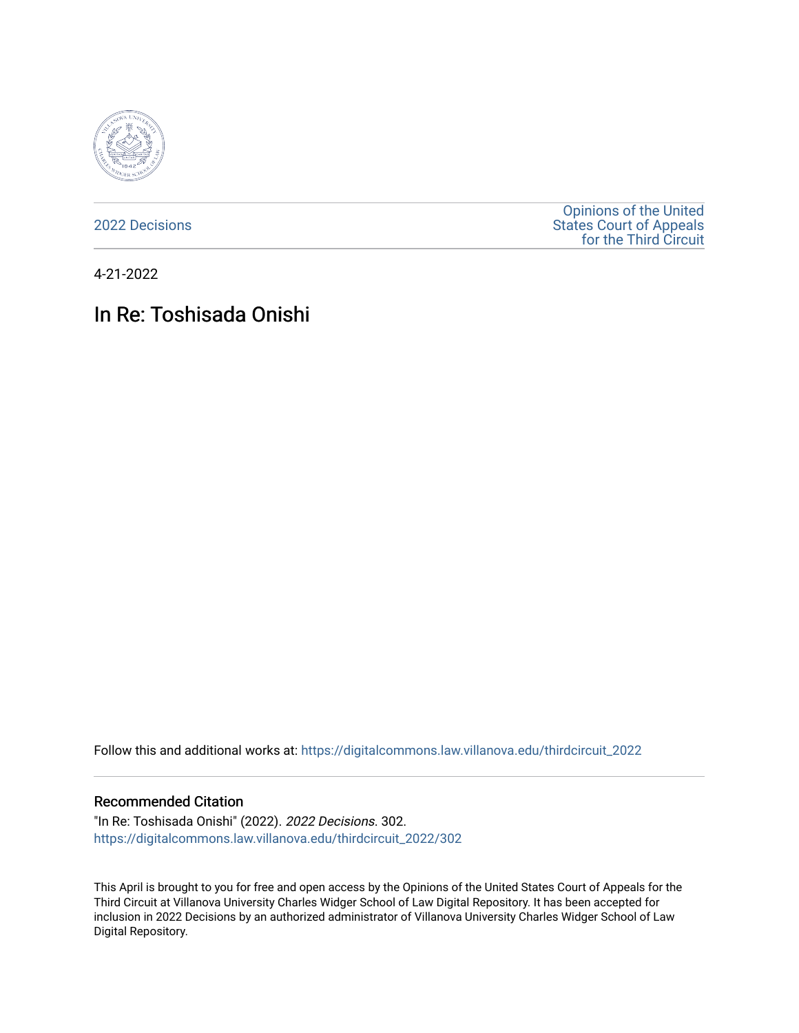2022 Decisions

Opinions of the United States Court of Appeals for the Third Circuit

4-21-2022

# In Re: Toshisada Onishi

Follow this and additional works at: https://digitalcommons.law.villanova.edu/thirdcircuit_2022

## Recommended Citation

"In Re: Toshisada Onishi" (2022). *2022 Decisions*. 302.
https://digitalcommons.law.villanova.edu/thirdcircuit_2022/302

This April is brought to you for free and open access by the Opinions of the United States Court of Appeals for the Third Circuit at Villanova University Charles Widger School of Law Digital Repository. It has been accepted for inclusion in 2022 Decisions by an authorized administrator of Villanova University Charles Widger School of Law Digital Repository.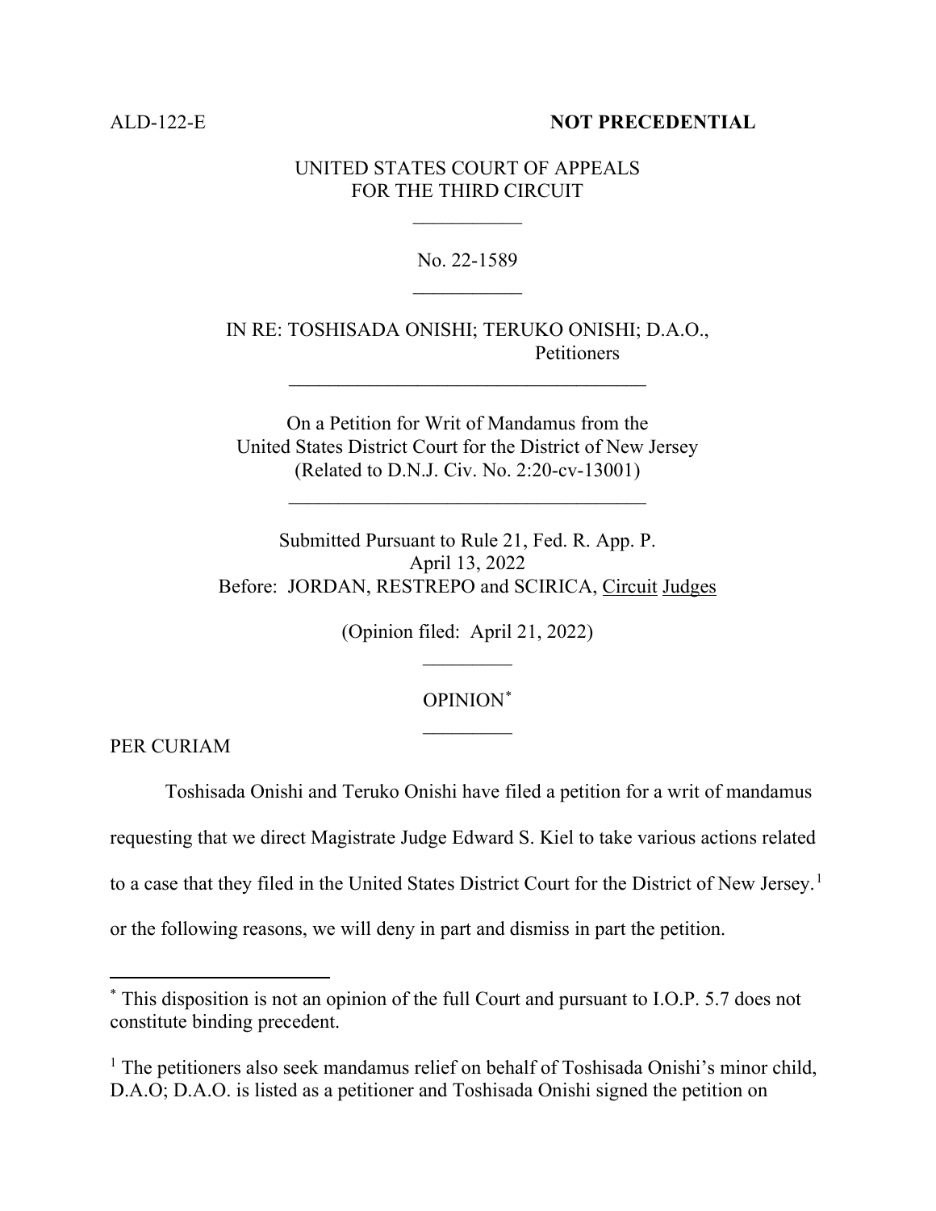ALD-122-E **NOT PRECEDENTIAL**

UNITED STATES COURT OF APPEALS
FOR THE THIRD CIRCUIT

No. 22-1589

IN RE: TOSHISADA ONISHI; TERUKO ONISHI; D.A.O.,
Petitioners

On a Petition for Writ of Mandamus from the
United States District Court for the District of New Jersey
(Related to D.N.J. Civ. No. 2:20-cv-13001)

Submitted Pursuant to Rule 21, Fed. R. App. P.
April 13, 2022
Before: JORDAN, RESTREPO and SCIRICA, Circuit Judges

(Opinion filed: April 21, 2022)

OPINION*

PER CURIAM

Toshisada Onishi and Teruko Onishi have filed a petition for a writ of mandamus requesting that we direct Magistrate Judge Edward S. Kiel to take various actions related to a case that they filed in the United States District Court for the District of New Jersey.[1] or the following reasons, we will deny in part and dismiss in part the petition.

* This disposition is not an opinion of the full Court and pursuant to I.O.P. 5.7 does not constitute binding precedent.

[1] The petitioners also seek mandamus relief on behalf of Toshisada Onishi's minor child, D.A.O; D.A.O. is listed as a petitioner and Toshisada Onishi signed the petition on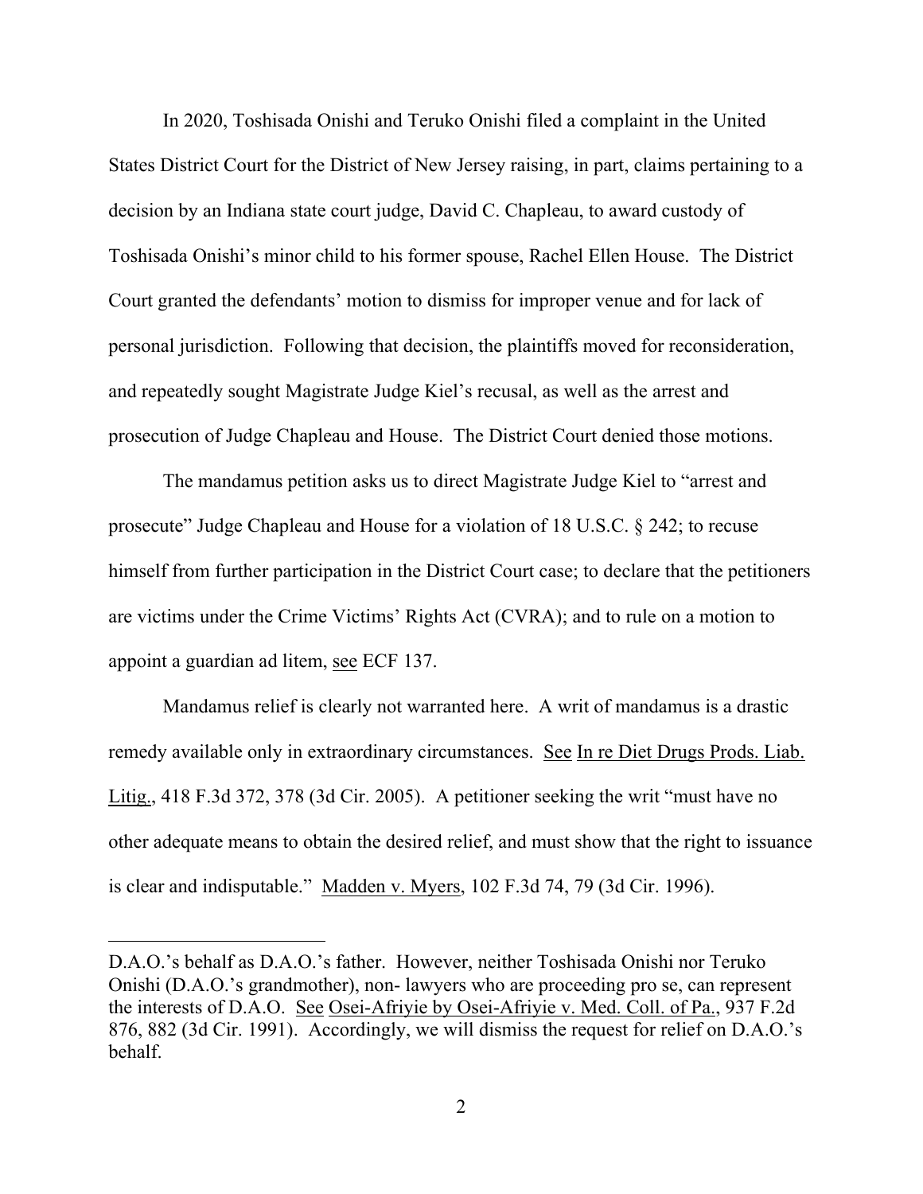In 2020, Toshisada Onishi and Teruko Onishi filed a complaint in the United States District Court for the District of New Jersey raising, in part, claims pertaining to a decision by an Indiana state court judge, David C. Chapleau, to award custody of Toshisada Onishi's minor child to his former spouse, Rachel Ellen House. The District Court granted the defendants' motion to dismiss for improper venue and for lack of personal jurisdiction. Following that decision, the plaintiffs moved for reconsideration, and repeatedly sought Magistrate Judge Kiel's recusal, as well as the arrest and prosecution of Judge Chapleau and House. The District Court denied those motions.

The mandamus petition asks us to direct Magistrate Judge Kiel to "arrest and prosecute" Judge Chapleau and House for a violation of 18 U.S.C. § 242; to recuse himself from further participation in the District Court case; to declare that the petitioners are victims under the Crime Victims' Rights Act (CVRA); and to rule on a motion to appoint a guardian ad litem, see ECF 137.

Mandamus relief is clearly not warranted here. A writ of mandamus is a drastic remedy available only in extraordinary circumstances. See In re Diet Drugs Prods. Liab. Litig., 418 F.3d 372, 378 (3d Cir. 2005). A petitioner seeking the writ "must have no other adequate means to obtain the desired relief, and must show that the right to issuance is clear and indisputable." Madden v. Myers, 102 F.3d 74, 79 (3d Cir. 1996).

---

D.A.O.'s behalf as D.A.O.'s father. However, neither Toshisada Onishi nor Teruko Onishi (D.A.O.'s grandmother), non- lawyers who are proceeding pro se, can represent the interests of D.A.O. See Osei-Afriyie by Osei-Afriyie v. Med. Coll. of Pa., 937 F.2d 876, 882 (3d Cir. 1991). Accordingly, we will dismiss the request for relief on D.A.O.'s behalf.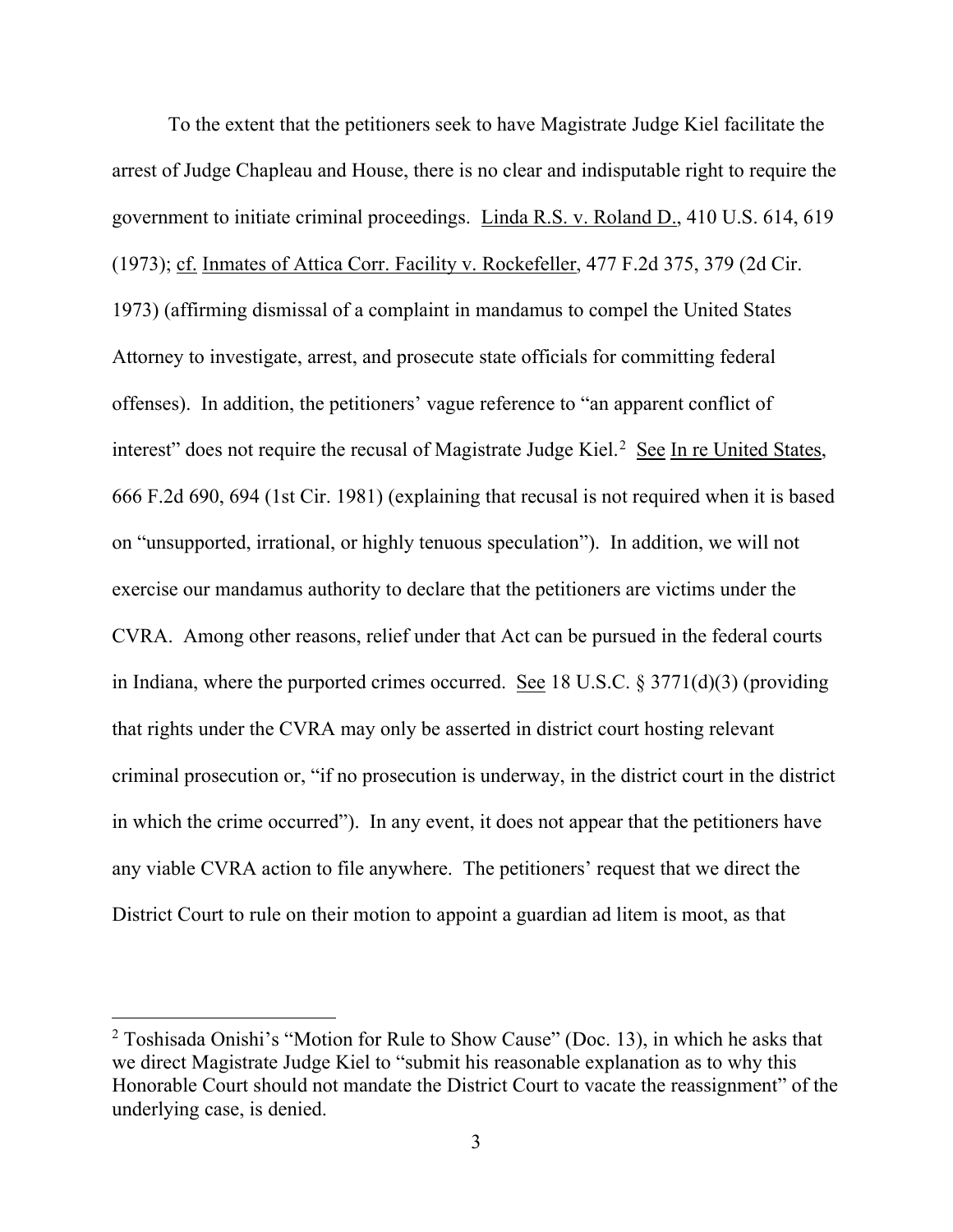To the extent that the petitioners seek to have Magistrate Judge Kiel facilitate the arrest of Judge Chapleau and House, there is no clear and indisputable right to require the government to initiate criminal proceedings. Linda R.S. v. Roland D., 410 U.S. 614, 619 (1973); cf. Inmates of Attica Corr. Facility v. Rockefeller, 477 F.2d 375, 379 (2d Cir. 1973) (affirming dismissal of a complaint in mandamus to compel the United States Attorney to investigate, arrest, and prosecute state officials for committing federal offenses). In addition, the petitioners' vague reference to "an apparent conflict of interest" does not require the recusal of Magistrate Judge Kiel.[2] See In re United States, 666 F.2d 690, 694 (1st Cir. 1981) (explaining that recusal is not required when it is based on "unsupported, irrational, or highly tenuous speculation"). In addition, we will not exercise our mandamus authority to declare that the petitioners are victims under the CVRA. Among other reasons, relief under that Act can be pursued in the federal courts in Indiana, where the purported crimes occurred. See 18 U.S.C. § 3771(d)(3) (providing that rights under the CVRA may only be asserted in district court hosting relevant criminal prosecution or, "if no prosecution is underway, in the district court in the district in which the crime occurred"). In any event, it does not appear that the petitioners have any viable CVRA action to file anywhere. The petitioners' request that we direct the District Court to rule on their motion to appoint a guardian ad litem is moot, as that

[2] Toshisada Onishi's "Motion for Rule to Show Cause" (Doc. 13), in which he asks that we direct Magistrate Judge Kiel to "submit his reasonable explanation as to why this Honorable Court should not mandate the District Court to vacate the reassignment" of the underlying case, is denied.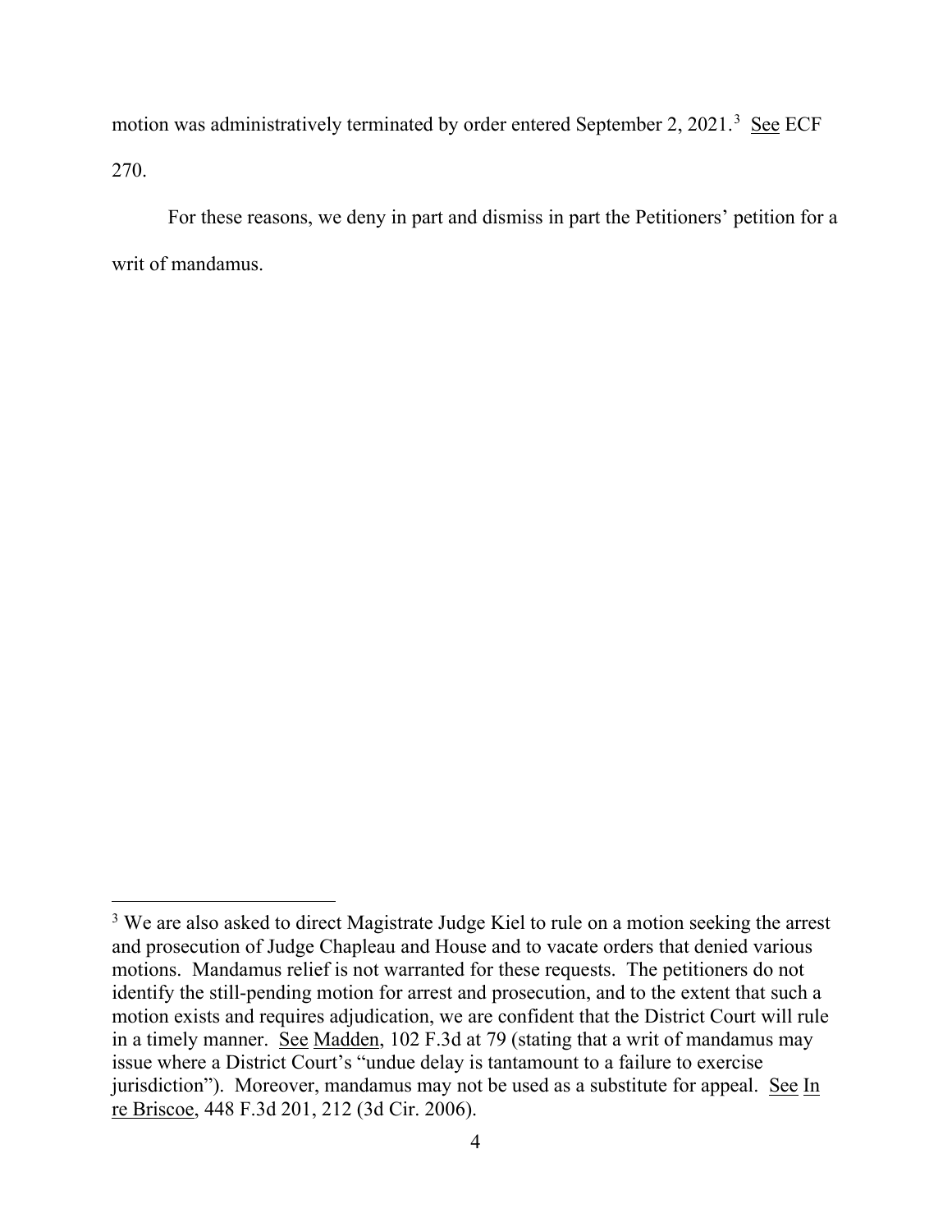motion was administratively terminated by order entered September 2, 2021.[3] See ECF 270.

For these reasons, we deny in part and dismiss in part the Petitioners' petition for a writ of mandamus.

---

[3] We are also asked to direct Magistrate Judge Kiel to rule on a motion seeking the arrest and prosecution of Judge Chapleau and House and to vacate orders that denied various motions. Mandamus relief is not warranted for these requests. The petitioners do not identify the still-pending motion for arrest and prosecution, and to the extent that such a motion exists and requires adjudication, we are confident that the District Court will rule in a timely manner. See Madden, 102 F.3d at 79 (stating that a writ of mandamus may issue where a District Court's "undue delay is tantamount to a failure to exercise jurisdiction"). Moreover, mandamus may not be used as a substitute for appeal. See In re Briscoe, 448 F.3d 201, 212 (3d Cir. 2006).